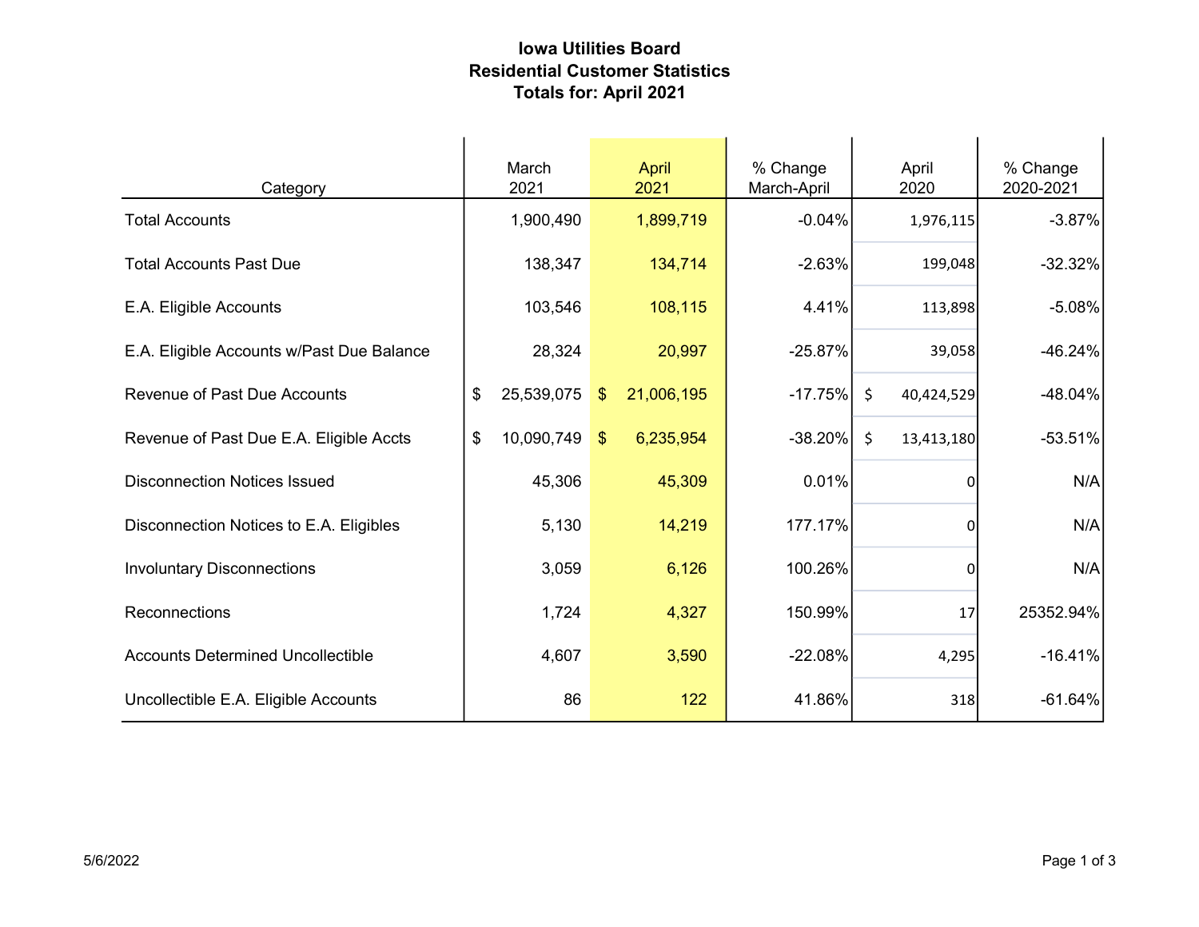# Iowa Utilities Board
## Residential Customer Statistics
### Totals for: April 2021

| Category | March 2021 | April 2021 | % Change March-April | April 2020 | % Change 2020-2021 |
|---|---|---|---|---|---|
| Total Accounts | 1,900,490 | 1,899,719 | -0.04% | 1,976,115 | -3.87% |
| Total Accounts Past Due | 138,347 | 134,714 | -2.63% | 199,048 | -32.32% |
| E.A. Eligible Accounts | 103,546 | 108,115 | 4.41% | 113,898 | -5.08% |
| E.A. Eligible Accounts w/Past Due Balance | 28,324 | 20,997 | -25.87% | 39,058 | -46.24% |
| Revenue of Past Due Accounts | $ 25,539,075 | $ 21,006,195 | -17.75% | $ 40,424,529 | -48.04% |
| Revenue of Past Due E.A. Eligible Accts | $ 10,090,749 | $ 6,235,954 | -38.20% | $ 13,413,180 | -53.51% |
| Disconnection Notices Issued | 45,306 | 45,309 | 0.01% | 0 | N/A |
| Disconnection Notices to E.A. Eligibles | 5,130 | 14,219 | 177.17% | 0 | N/A |
| Involuntary Disconnections | 3,059 | 6,126 | 100.26% | 0 | N/A |
| Reconnections | 1,724 | 4,327 | 150.99% | 17 | 25352.94% |
| Accounts Determined Uncollectible | 4,607 | 3,590 | -22.08% | 4,295 | -16.41% |
| Uncollectible E.A. Eligible Accounts | 86 | 122 | 41.86% | 318 | -61.64% |

5/6/2022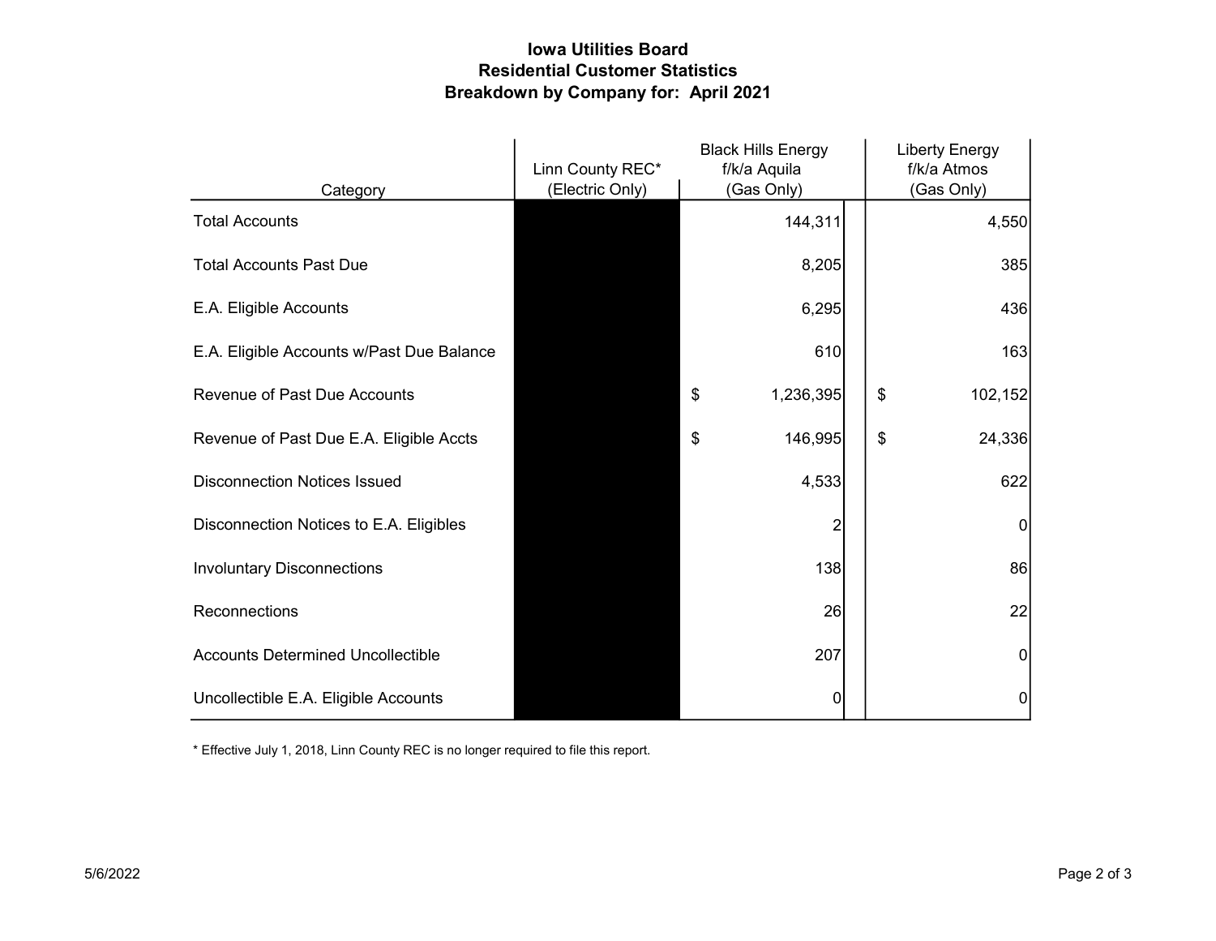# Iowa Utilities Board
## Residential Customer Statistics
## Breakdown by Company for: April 2021

| Category | Linn County REC* (Electric Only) | Black Hills Energy f/k/a Aquila (Gas Only) | Liberty Energy f/k/a Atmos (Gas Only) |
|---|---|---|---|
| Total Accounts | | 144,311 | 4,550 |
| Total Accounts Past Due | | 8,205 | 385 |
| E.A. Eligible Accounts | | 6,295 | 436 |
| E.A. Eligible Accounts w/Past Due Balance | | 610 | 163 |
| Revenue of Past Due Accounts | | $ 1,236,395 | $ 102,152 |
| Revenue of Past Due E.A. Eligible Accts | | $ 146,995 | $ 24,336 |
| Disconnection Notices Issued | | 4,533 | 622 |
| Disconnection Notices to E.A. Eligibles | | 2 | 0 |
| Involuntary Disconnections | | 138 | 86 |
| Reconnections | | 26 | 22 |
| Accounts Determined Uncollectible | | 207 | 0 |
| Uncollectible E.A. Eligible Accounts | | 0 | 0 |

* Effective July 1, 2018, Linn County REC is no longer required to file this report.

5/6/2022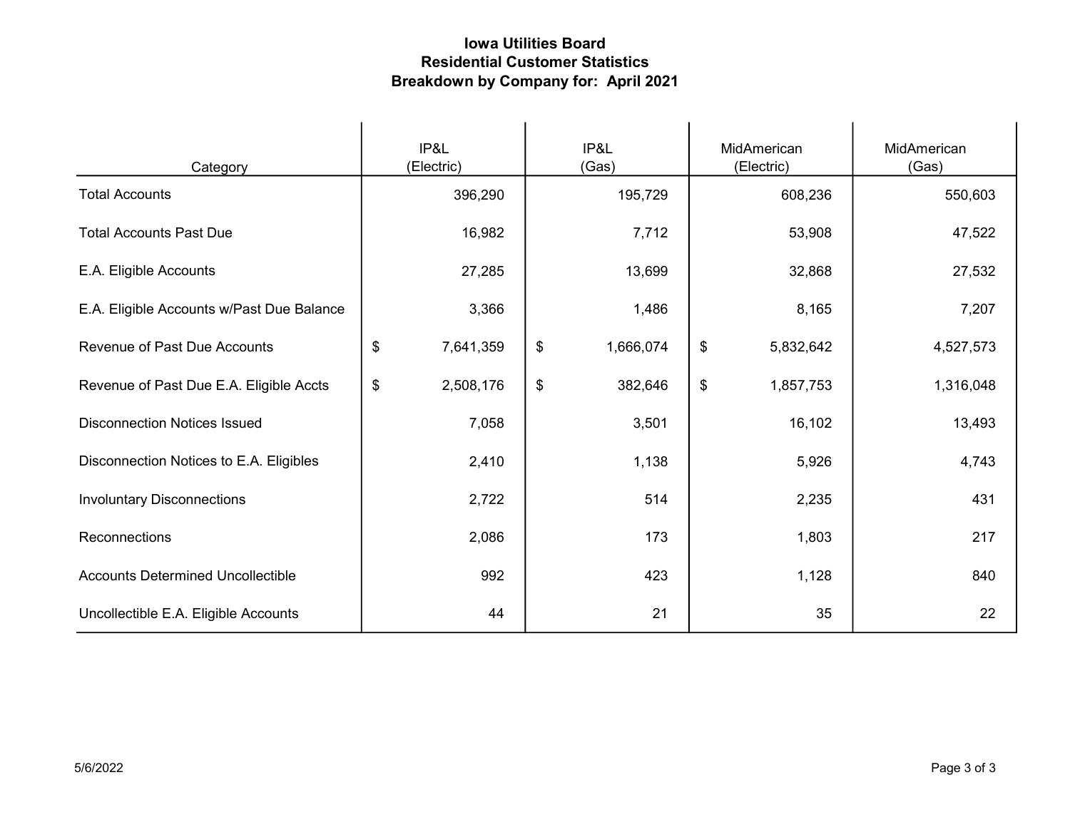# Iowa Utilities Board
## Residential Customer Statistics
## Breakdown by Company for: April 2021

| Category | IP&L (Electric) | IP&L (Gas) | MidAmerican (Electric) | MidAmerican (Gas) |
|---|---|---|---|---|
| Total Accounts | 396,290 | 195,729 | 608,236 | 550,603 |
| Total Accounts Past Due | 16,982 | 7,712 | 53,908 | 47,522 |
| E.A. Eligible Accounts | 27,285 | 13,699 | 32,868 | 27,532 |
| E.A. Eligible Accounts w/Past Due Balance | 3,366 | 1,486 | 8,165 | 7,207 |
| Revenue of Past Due Accounts | $ 7,641,359 | $ 1,666,074 | $ 5,832,642 | 4,527,573 |
| Revenue of Past Due E.A. Eligible Accts | $ 2,508,176 | $ 382,646 | $ 1,857,753 | 1,316,048 |
| Disconnection Notices Issued | 7,058 | 3,501 | 16,102 | 13,493 |
| Disconnection Notices to E.A. Eligibles | 2,410 | 1,138 | 5,926 | 4,743 |
| Involuntary Disconnections | 2,722 | 514 | 2,235 | 431 |
| Reconnections | 2,086 | 173 | 1,803 | 217 |
| Accounts Determined Uncollectible | 992 | 423 | 1,128 | 840 |
| Uncollectible E.A. Eligible Accounts | 44 | 21 | 35 | 22 |

5/6/2022